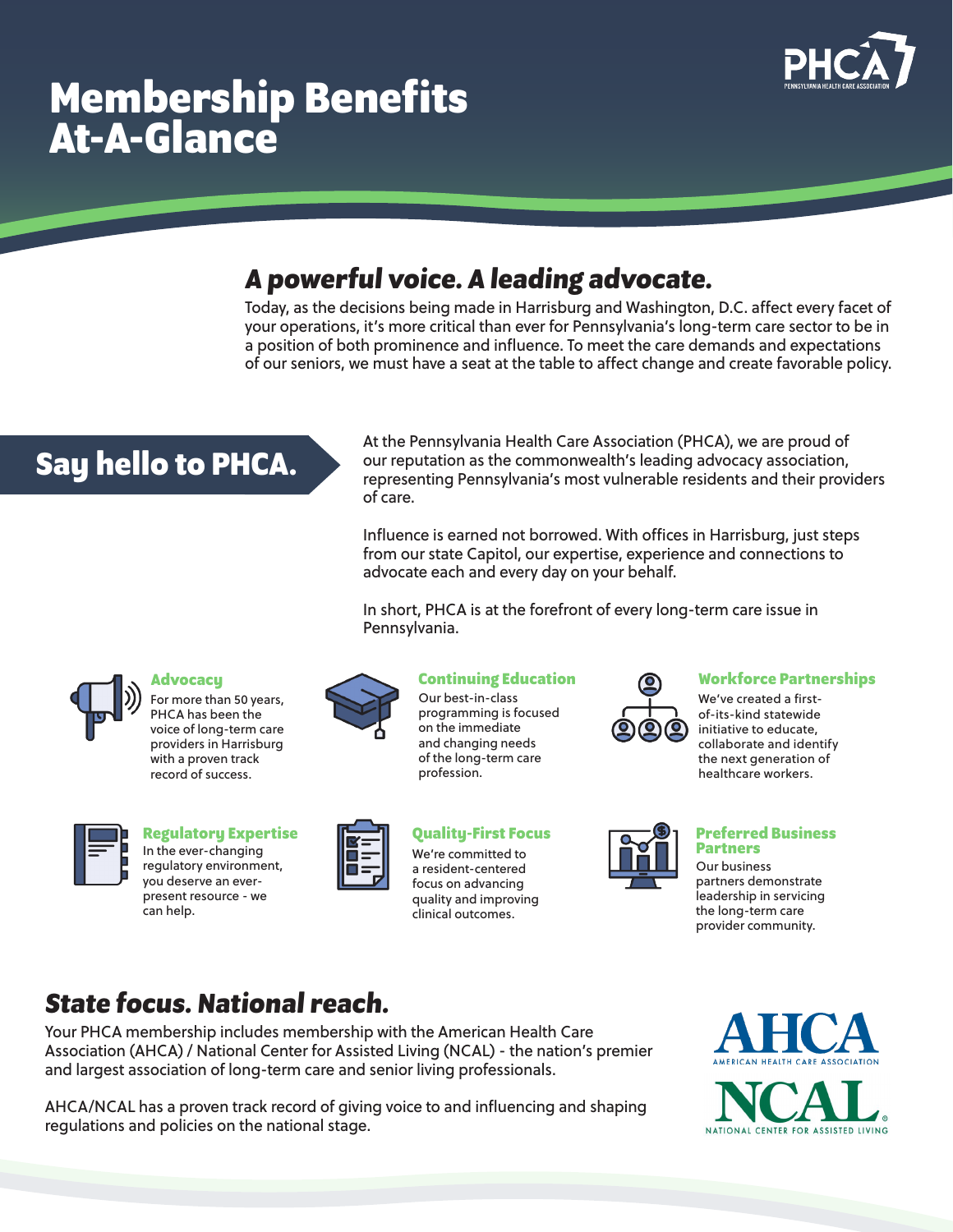# Membership Benefits At-A-Glance

## *A powerful voice. A leading advocate.*

Today, as the decisions being made in Harrisburg and Washington, D.C. affect every facet of your operations, it's more critical than ever for Pennsylvania's long-term care sector to be in a position of both prominence and influence. To meet the care demands and expectations of our seniors, we must have a seat at the table to affect change and create favorable policy.

## Say hello to PHCA.

At the Pennsylvania Health Care Association (PHCA), we are proud of our reputation as the commonwealth's leading advocacy association, representing Pennsylvania's most vulnerable residents and their providers of care.

Influence is earned not borrowed. With offices in Harrisburg, just steps from our state Capitol, our expertise, experience and connections to advocate each and every day on your behalf.

In short, PHCA is at the forefront of every long-term care issue in Pennsylvania.

### Advocacy

For more than 50 years, PHCA has been the voice of long-term care providers in Harrisburg with a proven track record of success.

### Continuing Education

Our best-in-class programming is focused on the immediate and changing needs of the long-term care profession.

### Workforce Partnerships

We've created a first-of-its-kind statewide initiative to educate, collaborate and identify the next generation of healthcare workers.

### Regulatory Expertise

In the ever-changing regulatory environment, you deserve an ever-present resource - we can help.

### Quality-First Focus

We're committed to a resident-centered focus on advancing quality and improving clinical outcomes.

### Preferred Business Partners

Our business partners demonstrate leadership in servicing the long-term care provider community.

## *State focus. National reach.*

Your PHCA membership includes membership with the American Health Care Association (AHCA) / National Center for Assisted Living (NCAL) - the nation's premier and largest association of long-term care and senior living professionals.

AHCA/NCAL has a proven track record of giving voice to and influencing and shaping regulations and policies on the national stage.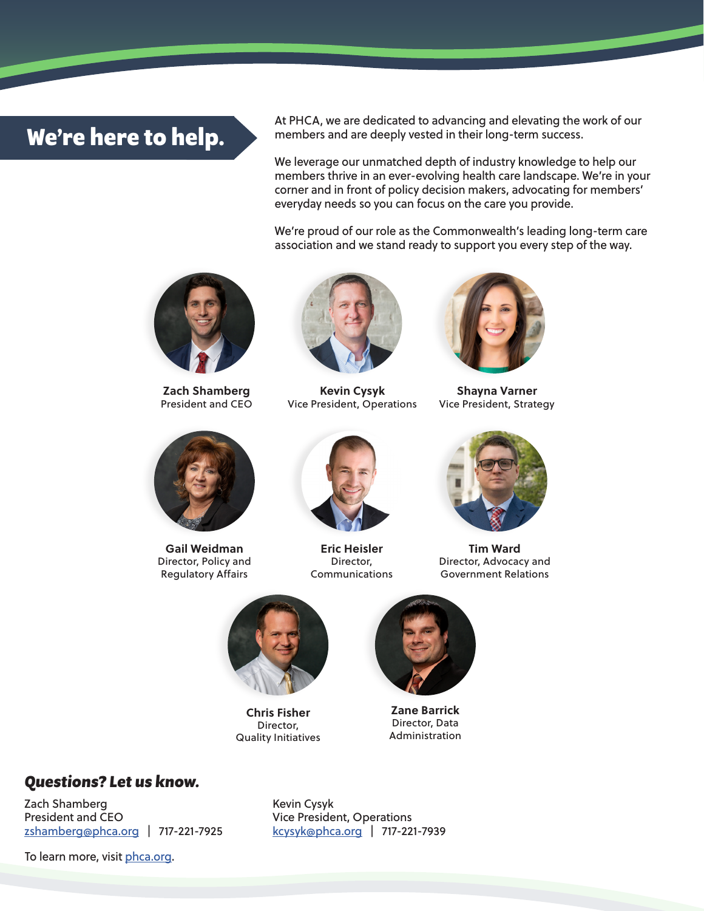## We're here to help.

At PHCA, we are dedicated to advancing and elevating the work of our members and are deeply vested in their long-term success.

We leverage our unmatched depth of industry knowledge to help our members thrive in an ever-evolving health care landscape. We're in your corner and in front of policy decision makers, advocating for members' everyday needs so you can focus on the care you provide.

We're proud of our role as the Commonwealth's leading long-term care association and we stand ready to support you every step of the way.

**Zach Shamberg**
President and CEO

**Kevin Cysyk**
Vice President, Operations

**Shayna Varner**
Vice President, Strategy

**Gail Weidman**
Director, Policy and Regulatory Affairs

**Eric Heisler**
Director, Communications

**Tim Ward**
Director, Advocacy and Government Relations

**Chris Fisher**
Director, Quality Initiatives

**Zane Barrick**
Director, Data Administration

### *Questions? Let us know.*

Zach Shamberg
President and CEO
zshamberg@phca.org | 717-221-7925

Kevin Cysyk
Vice President, Operations
kcysyk@phca.org | 717-221-7939

To learn more, visit phca.org.